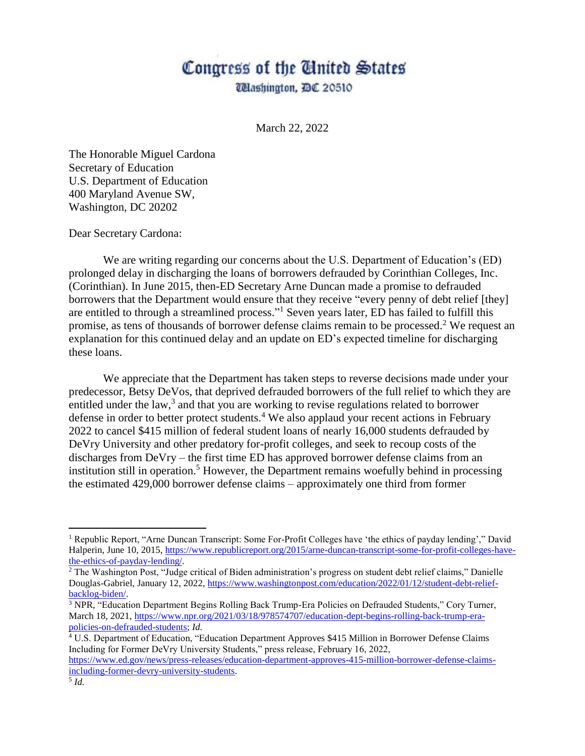# Congress of the United States

Washington, DC 20510

March 22, 2022

The Honorable Miguel Cardona
Secretary of Education
U.S. Department of Education
400 Maryland Avenue SW,
Washington, DC 20202

Dear Secretary Cardona:

We are writing regarding our concerns about the U.S. Department of Education's (ED) prolonged delay in discharging the loans of borrowers defrauded by Corinthian Colleges, Inc. (Corinthian). In June 2015, then-ED Secretary Arne Duncan made a promise to defrauded borrowers that the Department would ensure that they receive "every penny of debt relief [they] are entitled to through a streamlined process."[1] Seven years later, ED has failed to fulfill this promise, as tens of thousands of borrower defense claims remain to be processed.[2] We request an explanation for this continued delay and an update on ED's expected timeline for discharging these loans.

We appreciate that the Department has taken steps to reverse decisions made under your predecessor, Betsy DeVos, that deprived defrauded borrowers of the full relief to which they are entitled under the law,[3] and that you are working to revise regulations related to borrower defense in order to better protect students.[4] We also applaud your recent actions in February 2022 to cancel $415 million of federal student loans of nearly 16,000 students defrauded by DeVry University and other predatory for-profit colleges, and seek to recoup costs of the discharges from DeVry – the first time ED has approved borrower defense claims from an institution still in operation.[5] However, the Department remains woefully behind in processing the estimated 429,000 borrower defense claims – approximately one third from former

---

[1] Republic Report, "Arne Duncan Transcript: Some For-Profit Colleges have 'the ethics of payday lending'," David Halperin, June 10, 2015, https://www.republicreport.org/2015/arne-duncan-transcript-some-for-profit-colleges-have-the-ethics-of-payday-lending/.

[2] The Washington Post, "Judge critical of Biden administration's progress on student debt relief claims," Danielle Douglas-Gabriel, January 12, 2022, https://www.washingtonpost.com/education/2022/01/12/student-debt-relief-backlog-biden/.

[3] NPR, "Education Department Begins Rolling Back Trump-Era Policies on Defrauded Students," Cory Turner, March 18, 2021, https://www.npr.org/2021/03/18/978574707/education-dept-begins-rolling-back-trump-era-policies-on-defrauded-students; *Id.*

[4] U.S. Department of Education, "Education Department Approves $415 Million in Borrower Defense Claims Including for Former DeVry University Students," press release, February 16, 2022, https://www.ed.gov/news/press-releases/education-department-approves-415-million-borrower-defense-claims-including-former-devry-university-students.

[5] *Id.*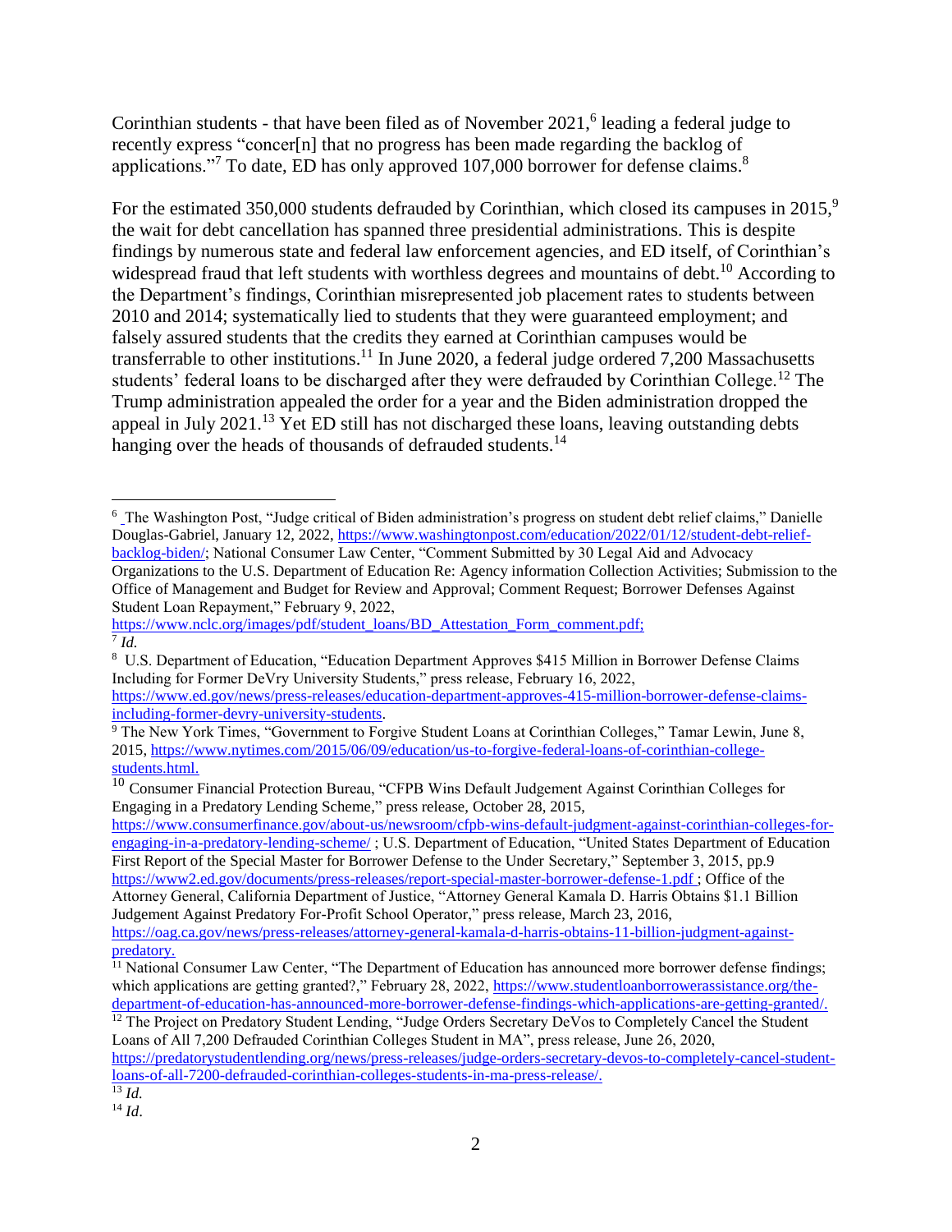Corinthian students - that have been filed as of November 2021,[6] leading a federal judge to recently express "concer[n] that no progress has been made regarding the backlog of applications."[7] To date, ED has only approved 107,000 borrower for defense claims.[8]

For the estimated 350,000 students defrauded by Corinthian, which closed its campuses in 2015,[9] the wait for debt cancellation has spanned three presidential administrations. This is despite findings by numerous state and federal law enforcement agencies, and ED itself, of Corinthian's widespread fraud that left students with worthless degrees and mountains of debt.[10] According to the Department's findings, Corinthian misrepresented job placement rates to students between 2010 and 2014; systematically lied to students that they were guaranteed employment; and falsely assured students that the credits they earned at Corinthian campuses would be transferrable to other institutions.[11] In June 2020, a federal judge ordered 7,200 Massachusetts students' federal loans to be discharged after they were defrauded by Corinthian College.[12] The Trump administration appealed the order for a year and the Biden administration dropped the appeal in July 2021.[13] Yet ED still has not discharged these loans, leaving outstanding debts hanging over the heads of thousands of defrauded students.[14]

---

[6] The Washington Post, "Judge critical of Biden administration's progress on student debt relief claims," Danielle Douglas-Gabriel, January 12, 2022, https://www.washingtonpost.com/education/2022/01/12/student-debt-relief-backlog-biden/; National Consumer Law Center, "Comment Submitted by 30 Legal Aid and Advocacy Organizations to the U.S. Department of Education Re: Agency information Collection Activities; Submission to the Office of Management and Budget for Review and Approval; Comment Request; Borrower Defenses Against Student Loan Repayment," February 9, 2022, https://www.nclc.org/images/pdf/student_loans/BD_Attestation_Form_comment.pdf;

[7] *Id.*

[8] U.S. Department of Education, "Education Department Approves $415 Million in Borrower Defense Claims Including for Former DeVry University Students," press release, February 16, 2022, https://www.ed.gov/news/press-releases/education-department-approves-415-million-borrower-defense-claims-including-former-devry-university-students.

[9] The New York Times, "Government to Forgive Student Loans at Corinthian Colleges," Tamar Lewin, June 8, 2015, https://www.nytimes.com/2015/06/09/education/us-to-forgive-federal-loans-of-corinthian-college-students.html.

[10] Consumer Financial Protection Bureau, "CFPB Wins Default Judgement Against Corinthian Colleges for Engaging in a Predatory Lending Scheme," press release, October 28, 2015, https://www.consumerfinance.gov/about-us/newsroom/cfpb-wins-default-judgment-against-corinthian-colleges-for-engaging-in-a-predatory-lending-scheme/ ; U.S. Department of Education, "United States Department of Education First Report of the Special Master for Borrower Defense to the Under Secretary," September 3, 2015, pp.9 https://www2.ed.gov/documents/press-releases/report-special-master-borrower-defense-1.pdf ; Office of the Attorney General, California Department of Justice, "Attorney General Kamala D. Harris Obtains $1.1 Billion Judgement Against Predatory For-Profit School Operator," press release, March 23, 2016, https://oag.ca.gov/news/press-releases/attorney-general-kamala-d-harris-obtains-11-billion-judgment-against-predatory.

[11] National Consumer Law Center, "The Department of Education has announced more borrower defense findings; which applications are getting granted?," February 28, 2022, https://www.studentloanborrowerassistance.org/the-department-of-education-has-announced-more-borrower-defense-findings-which-applications-are-getting-granted/.

[12] The Project on Predatory Student Lending, "Judge Orders Secretary DeVos to Completely Cancel the Student Loans of All 7,200 Defrauded Corinthian Colleges Student in MA", press release, June 26, 2020, https://predatorystudentlending.org/news/press-releases/judge-orders-secretary-devos-to-completely-cancel-student-loans-of-all-7200-defrauded-corinthian-colleges-students-in-ma-press-release/.

[13] *Id.*

[14] *Id.*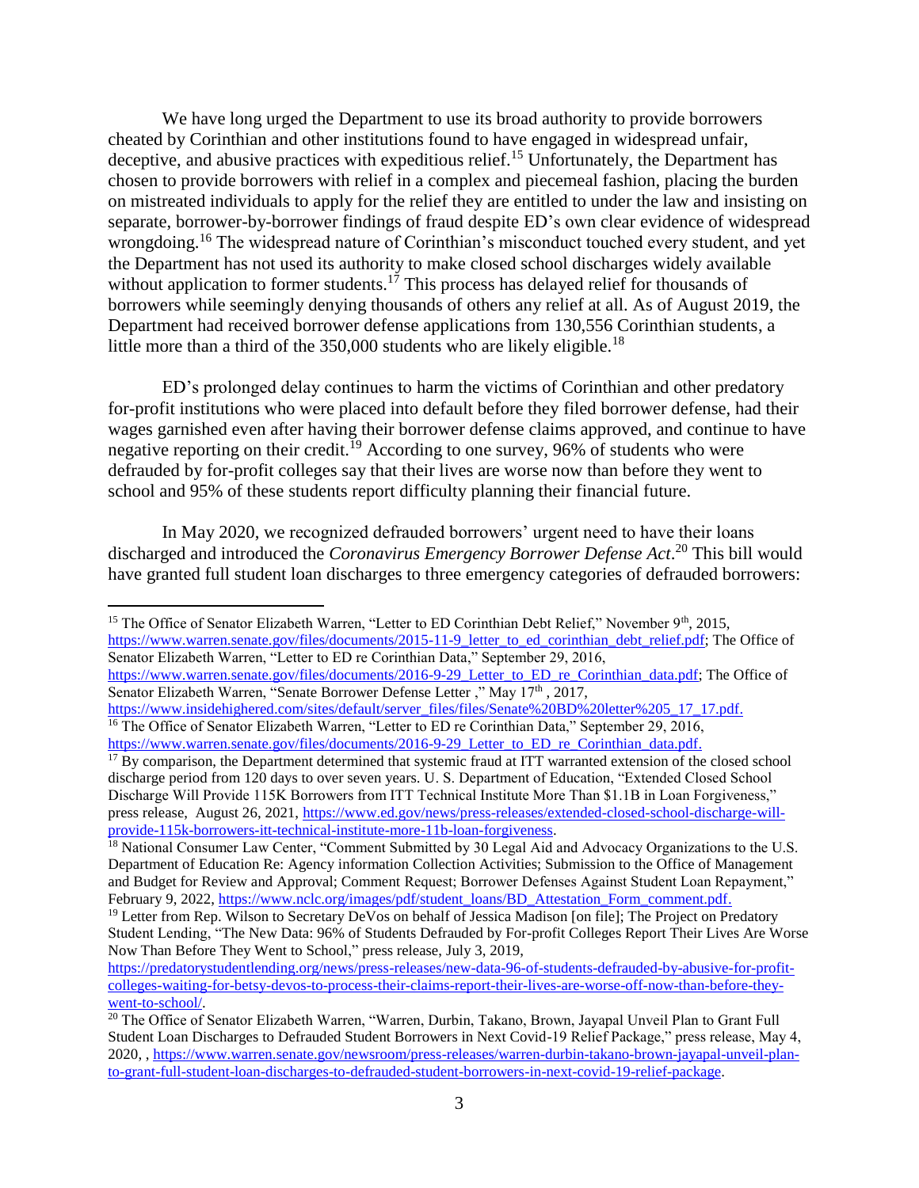We have long urged the Department to use its broad authority to provide borrowers cheated by Corinthian and other institutions found to have engaged in widespread unfair, deceptive, and abusive practices with expeditious relief.[15] Unfortunately, the Department has chosen to provide borrowers with relief in a complex and piecemeal fashion, placing the burden on mistreated individuals to apply for the relief they are entitled to under the law and insisting on separate, borrower-by-borrower findings of fraud despite ED's own clear evidence of widespread wrongdoing.[16] The widespread nature of Corinthian's misconduct touched every student, and yet the Department has not used its authority to make closed school discharges widely available without application to former students.[17] This process has delayed relief for thousands of borrowers while seemingly denying thousands of others any relief at all. As of August 2019, the Department had received borrower defense applications from 130,556 Corinthian students, a little more than a third of the 350,000 students who are likely eligible.[18]

ED's prolonged delay continues to harm the victims of Corinthian and other predatory for-profit institutions who were placed into default before they filed borrower defense, had their wages garnished even after having their borrower defense claims approved, and continue to have negative reporting on their credit.[19] According to one survey, 96% of students who were defrauded by for-profit colleges say that their lives are worse now than before they went to school and 95% of these students report difficulty planning their financial future.

In May 2020, we recognized defrauded borrowers' urgent need to have their loans discharged and introduced the *Coronavirus Emergency Borrower Defense Act*.[20] This bill would have granted full student loan discharges to three emergency categories of defrauded borrowers:

---

[15] The Office of Senator Elizabeth Warren, "Letter to ED Corinthian Debt Relief," November 9th, 2015, https://www.warren.senate.gov/files/documents/2015-11-9_letter_to_ed_corinthian_debt_relief.pdf; The Office of Senator Elizabeth Warren, "Letter to ED re Corinthian Data," September 29, 2016, https://www.warren.senate.gov/files/documents/2016-9-29_Letter_to_ED_re_Corinthian_data.pdf; The Office of Senator Elizabeth Warren, "Senate Borrower Defense Letter ," May 17th , 2017, https://www.insidehighered.com/sites/default/server_files/files/Senate%20BD%20letter%205_17_17.pdf.

[16] The Office of Senator Elizabeth Warren, "Letter to ED re Corinthian Data," September 29, 2016, https://www.warren.senate.gov/files/documents/2016-9-29_Letter_to_ED_re_Corinthian_data.pdf.

[17] By comparison, the Department determined that systemic fraud at ITT warranted extension of the closed school discharge period from 120 days to over seven years. U. S. Department of Education, "Extended Closed School Discharge Will Provide 115K Borrowers from ITT Technical Institute More Than $1.1B in Loan Forgiveness," press release, August 26, 2021, https://www.ed.gov/news/press-releases/extended-closed-school-discharge-will-provide-115k-borrowers-itt-technical-institute-more-11b-loan-forgiveness.

[18] National Consumer Law Center, "Comment Submitted by 30 Legal Aid and Advocacy Organizations to the U.S. Department of Education Re: Agency information Collection Activities; Submission to the Office of Management and Budget for Review and Approval; Comment Request; Borrower Defenses Against Student Loan Repayment," February 9, 2022, https://www.nclc.org/images/pdf/student_loans/BD_Attestation_Form_comment.pdf.

[19] Letter from Rep. Wilson to Secretary DeVos on behalf of Jessica Madison [on file]; The Project on Predatory Student Lending, "The New Data: 96% of Students Defrauded by For-profit Colleges Report Their Lives Are Worse Now Than Before They Went to School," press release, July 3, 2019, https://predatorystudentlending.org/news/press-releases/new-data-96-of-students-defrauded-by-abusive-for-profit-colleges-waiting-for-betsy-devos-to-process-their-claims-report-their-lives-are-worse-off-now-than-before-they-went-to-school/.

[20] The Office of Senator Elizabeth Warren, "Warren, Durbin, Takano, Brown, Jayapal Unveil Plan to Grant Full Student Loan Discharges to Defrauded Student Borrowers in Next Covid-19 Relief Package," press release, May 4, 2020, , https://www.warren.senate.gov/newsroom/press-releases/warren-durbin-takano-brown-jayapal-unveil-plan-to-grant-full-student-loan-discharges-to-defrauded-student-borrowers-in-next-covid-19-relief-package.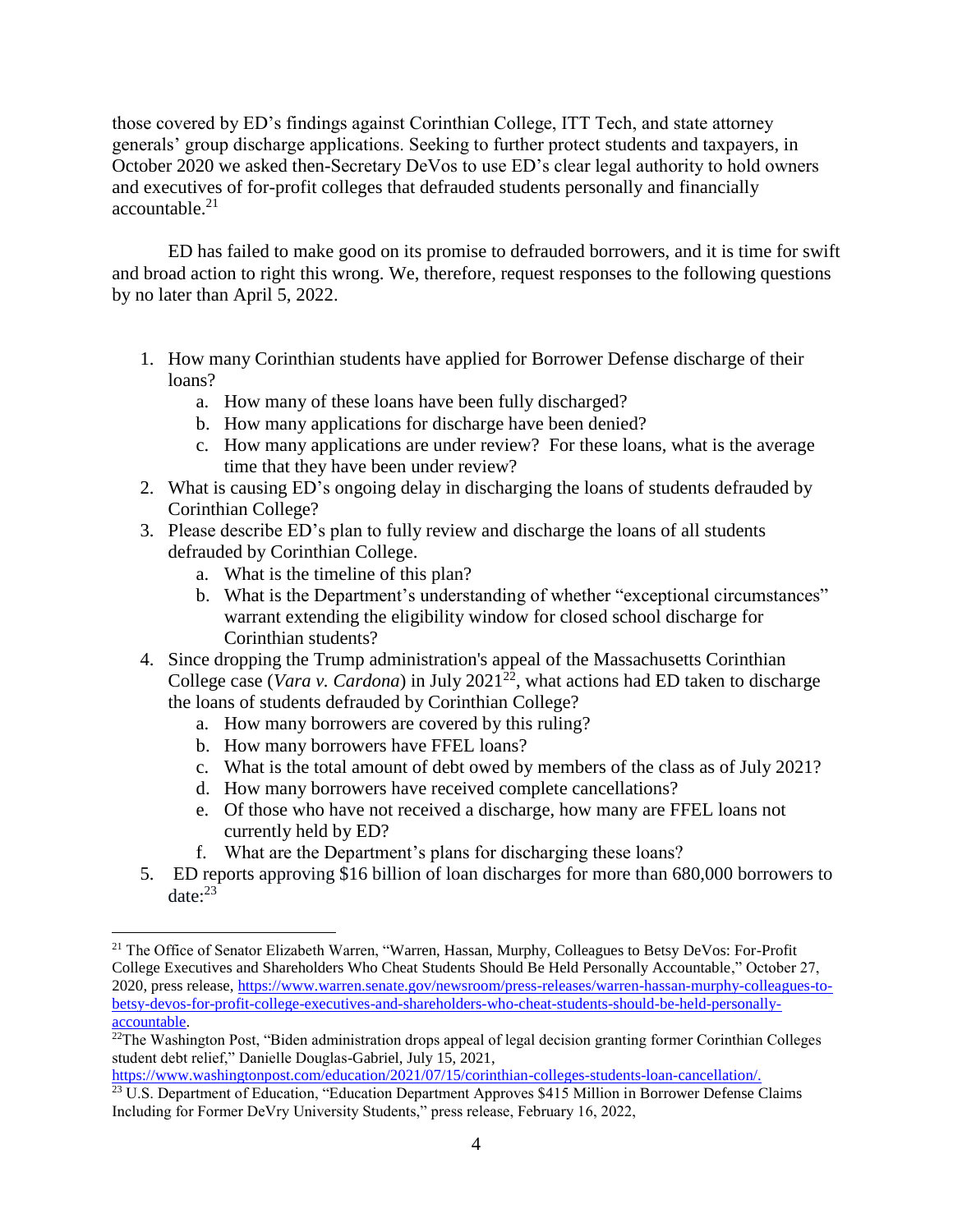those covered by ED's findings against Corinthian College, ITT Tech, and state attorney generals' group discharge applications. Seeking to further protect students and taxpayers, in October 2020 we asked then-Secretary DeVos to use ED's clear legal authority to hold owners and executives of for-profit colleges that defrauded students personally and financially accountable.[21]

ED has failed to make good on its promise to defrauded borrowers, and it is time for swift and broad action to right this wrong. We, therefore, request responses to the following questions by no later than April 5, 2022.

1. How many Corinthian students have applied for Borrower Defense discharge of their loans?
   a. How many of these loans have been fully discharged?
   b. How many applications for discharge have been denied?
   c. How many applications are under review? For these loans, what is the average time that they have been under review?
2. What is causing ED's ongoing delay in discharging the loans of students defrauded by Corinthian College?
3. Please describe ED's plan to fully review and discharge the loans of all students defrauded by Corinthian College.
   a. What is the timeline of this plan?
   b. What is the Department's understanding of whether "exceptional circumstances" warrant extending the eligibility window for closed school discharge for Corinthian students?
4. Since dropping the Trump administration's appeal of the Massachusetts Corinthian College case (*Vara v. Cardona*) in July 2021[22], what actions had ED taken to discharge the loans of students defrauded by Corinthian College?
   a. How many borrowers are covered by this ruling?
   b. How many borrowers have FFEL loans?
   c. What is the total amount of debt owed by members of the class as of July 2021?
   d. How many borrowers have received complete cancellations?
   e. Of those who have not received a discharge, how many are FFEL loans not currently held by ED?
   f. What are the Department's plans for discharging these loans?
5. ED reports approving $16 billion of loan discharges for more than 680,000 borrowers to date:[23]

---

[21] The Office of Senator Elizabeth Warren, "Warren, Hassan, Murphy, Colleagues to Betsy DeVos: For-Profit College Executives and Shareholders Who Cheat Students Should Be Held Personally Accountable," October 27, 2020, press release, https://www.warren.senate.gov/newsroom/press-releases/warren-hassan-murphy-colleagues-to-betsy-devos-for-profit-college-executives-and-shareholders-who-cheat-students-should-be-held-personally-accountable.

[22] The Washington Post, "Biden administration drops appeal of legal decision granting former Corinthian Colleges student debt relief," Danielle Douglas-Gabriel, July 15, 2021, https://www.washingtonpost.com/education/2021/07/15/corinthian-colleges-students-loan-cancellation/.

[23] U.S. Department of Education, "Education Department Approves $415 Million in Borrower Defense Claims Including for Former DeVry University Students," press release, February 16, 2022,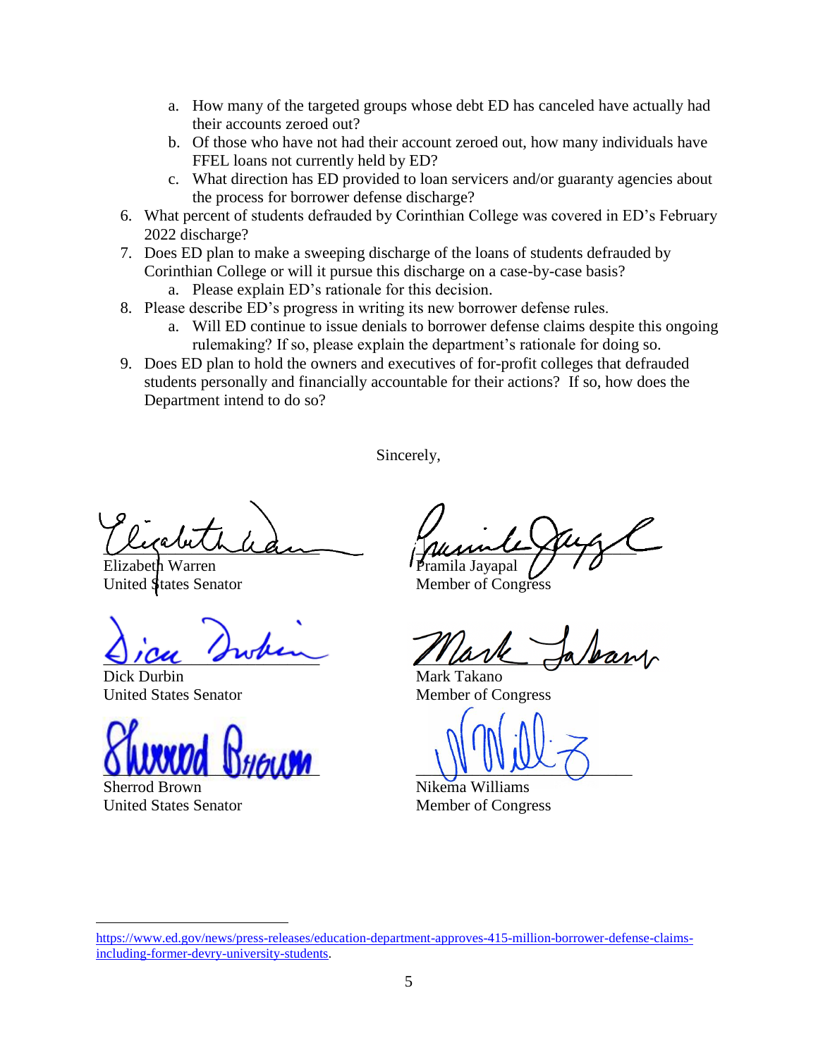a. How many of the targeted groups whose debt ED has canceled have actually had their accounts zeroed out?
   b. Of those who have not had their account zeroed out, how many individuals have FFEL loans not currently held by ED?
   c. What direction has ED provided to loan servicers and/or guaranty agencies about the process for borrower defense discharge?

6. What percent of students defrauded by Corinthian College was covered in ED's February 2022 discharge?
7. Does ED plan to make a sweeping discharge of the loans of students defrauded by Corinthian College or will it pursue this discharge on a case-by-case basis?
   a. Please explain ED's rationale for this decision.
8. Please describe ED's progress in writing its new borrower defense rules.
   a. Will ED continue to issue denials to borrower defense claims despite this ongoing rulemaking? If so, please explain the department's rationale for doing so.
9. Does ED plan to hold the owners and executives of for-profit colleges that defrauded students personally and financially accountable for their actions? If so, how does the Department intend to do so?

Sincerely,

Elizabeth Warren
United States Senator

Dick Durbin
United States Senator

Sherrod Brown
United States Senator

Pramila Jayapal
Member of Congress

Mark Takano
Member of Congress

Nikema Williams
Member of Congress

---

https://www.ed.gov/news/press-releases/education-department-approves-415-million-borrower-defense-claims-including-former-devry-university-students.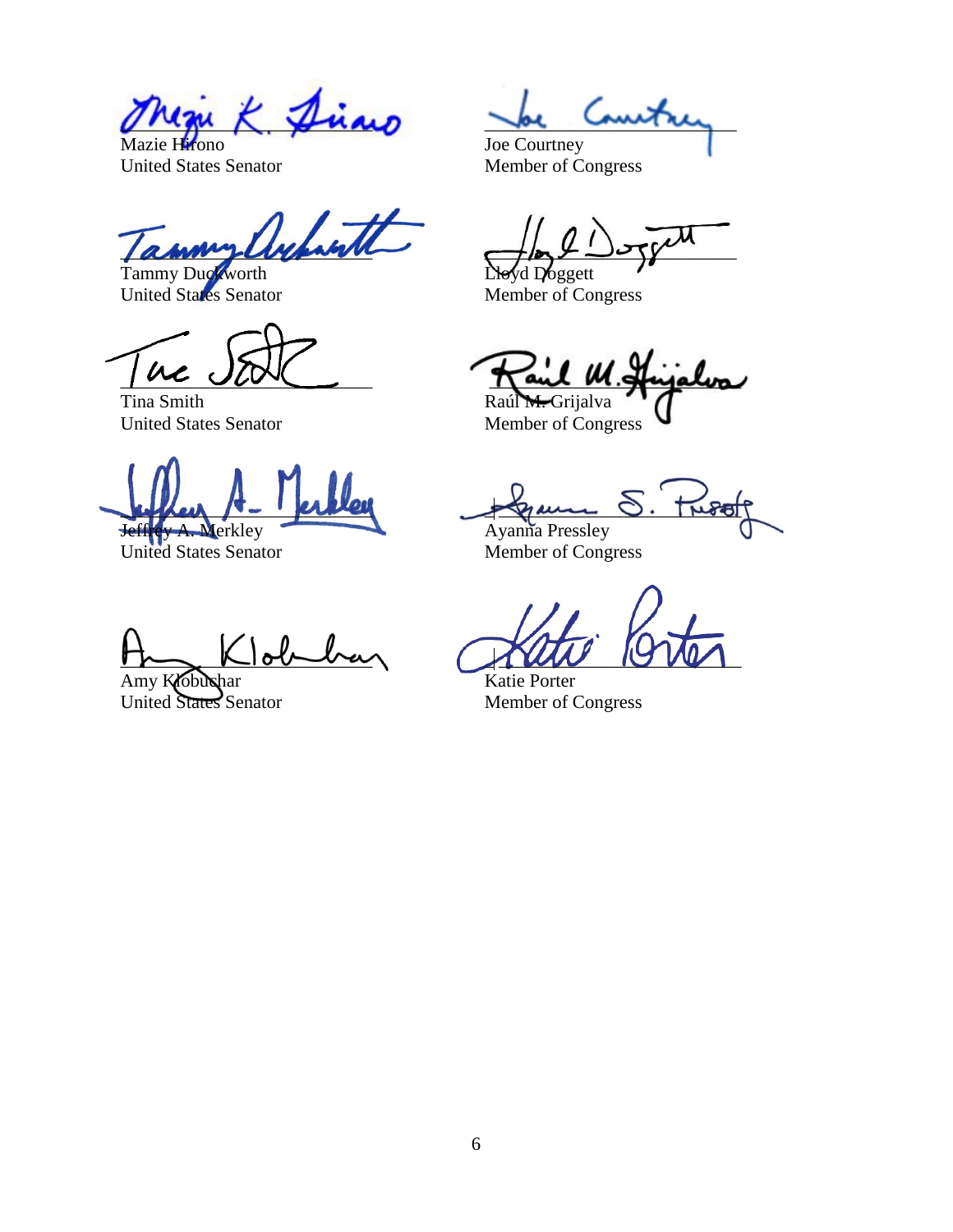Mazie Hirono
United States Senator

Joe Courtney
Member of Congress

Tammy Duckworth
United States Senator

Lloyd Doggett
Member of Congress

Tina Smith
United States Senator

Raúl M. Grijalva
Member of Congress

Jeffrey A. Merkley
United States Senator

Ayanna Pressley
Member of Congress

Amy Klobuchar
United States Senator

Katie Porter
Member of Congress